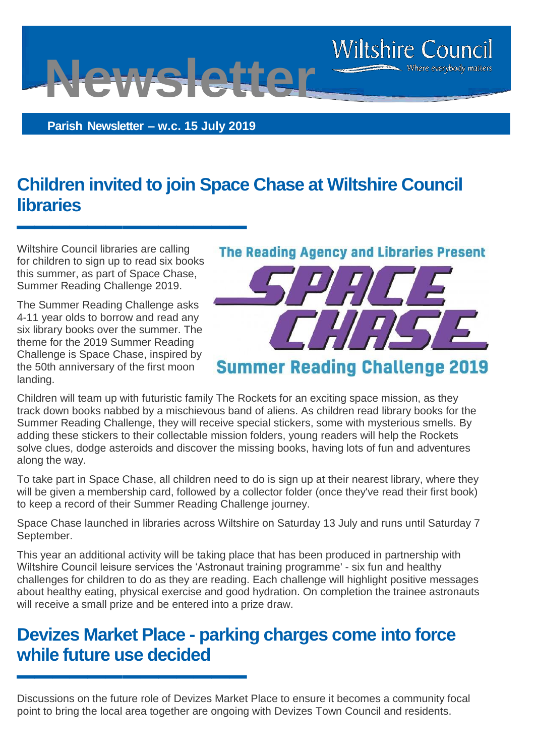# Newsletter

Wiltshire Council
Where everybody matters

**Parish Newsletter – w.c. 15 July 2019**

## Children invited to join Space Chase at Wiltshire Council libraries

Wiltshire Council libraries are calling for children to sign up to read six books this summer, as part of Space Chase, Summer Reading Challenge 2019.

The Summer Reading Challenge asks 4-11 year olds to borrow and read any six library books over the summer. The theme for the 2019 Summer Reading Challenge is Space Chase, inspired by the 50th anniversary of the first moon landing.

The Reading Agency and Libraries Present
SPACE CHASE
Summer Reading Challenge 2019

Children will team up with futuristic family The Rockets for an exciting space mission, as they track down books nabbed by a mischievous band of aliens. As children read library books for the Summer Reading Challenge, they will receive special stickers, some with mysterious smells. By adding these stickers to their collectable mission folders, young readers will help the Rockets solve clues, dodge asteroids and discover the missing books, having lots of fun and adventures along the way.

To take part in Space Chase, all children need to do is sign up at their nearest library, where they will be given a membership card, followed by a collector folder (once they've read their first book) to keep a record of their Summer Reading Challenge journey.

Space Chase launched in libraries across Wiltshire on Saturday 13 July and runs until Saturday 7 September.

This year an additional activity will be taking place that has been produced in partnership with Wiltshire Council leisure services the 'Astronaut training programme' - six fun and healthy challenges for children to do as they are reading. Each challenge will highlight positive messages about healthy eating, physical exercise and good hydration. On completion the trainee astronauts will receive a small prize and be entered into a prize draw.

## Devizes Market Place - parking charges come into force while future use decided

Discussions on the future role of Devizes Market Place to ensure it becomes a community focal point to bring the local area together are ongoing with Devizes Town Council and residents.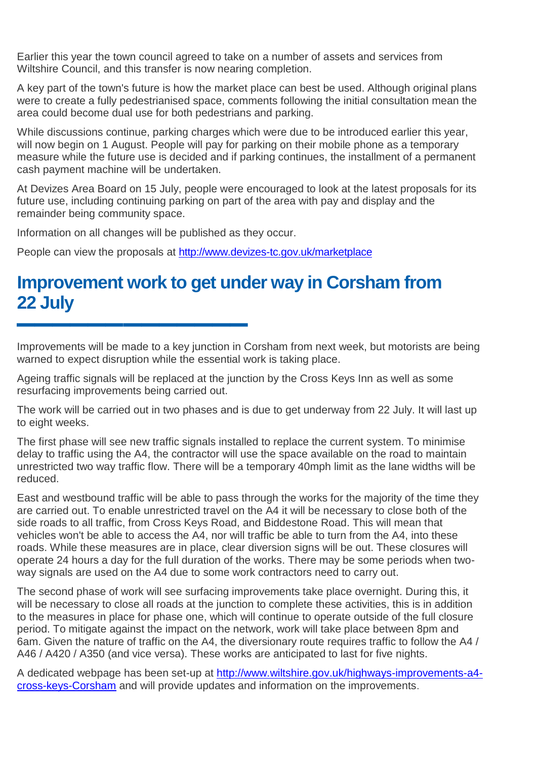Earlier this year the town council agreed to take on a number of assets and services from Wiltshire Council, and this transfer is now nearing completion.

A key part of the town's future is how the market place can best be used. Although original plans were to create a fully pedestrianised space, comments following the initial consultation mean the area could become dual use for both pedestrians and parking.

While discussions continue, parking charges which were due to be introduced earlier this year, will now begin on 1 August. People will pay for parking on their mobile phone as a temporary measure while the future use is decided and if parking continues, the installment of a permanent cash payment machine will be undertaken.

At Devizes Area Board on 15 July, people were encouraged to look at the latest proposals for its future use, including continuing parking on part of the area with pay and display and the remainder being community space.

Information on all changes will be published as they occur.

People can view the proposals at [http://www.devizes-tc.gov.uk/marketplace](http://www.devizes-tc.gov.uk/marketplace)

## Improvement work to get under way in Corsham from 22 July

Improvements will be made to a key junction in Corsham from next week, but motorists are being warned to expect disruption while the essential work is taking place.

Ageing traffic signals will be replaced at the junction by the Cross Keys Inn as well as some resurfacing improvements being carried out.

The work will be carried out in two phases and is due to get underway from 22 July. It will last up to eight weeks.

The first phase will see new traffic signals installed to replace the current system. To minimise delay to traffic using the A4, the contractor will use the space available on the road to maintain unrestricted two way traffic flow. There will be a temporary 40mph limit as the lane widths will be reduced.

East and westbound traffic will be able to pass through the works for the majority of the time they are carried out. To enable unrestricted travel on the A4 it will be necessary to close both of the side roads to all traffic, from Cross Keys Road, and Biddestone Road. This will mean that vehicles won't be able to access the A4, nor will traffic be able to turn from the A4, into these roads. While these measures are in place, clear diversion signs will be out. These closures will operate 24 hours a day for the full duration of the works. There may be some periods when two-way signals are used on the A4 due to some work contractors need to carry out.

The second phase of work will see surfacing improvements take place overnight. During this, it will be necessary to close all roads at the junction to complete these activities, this is in addition to the measures in place for phase one, which will continue to operate outside of the full closure period. To mitigate against the impact on the network, work will take place between 8pm and 6am. Given the nature of traffic on the A4, the diversionary route requires traffic to follow the A4 / A46 / A420 / A350 (and vice versa). These works are anticipated to last for five nights.

A dedicated webpage has been set-up at [http://www.wiltshire.gov.uk/highways-improvements-a4-cross-keys-Corsham](http://www.wiltshire.gov.uk/highways-improvements-a4-cross-keys-Corsham) and will provide updates and information on the improvements.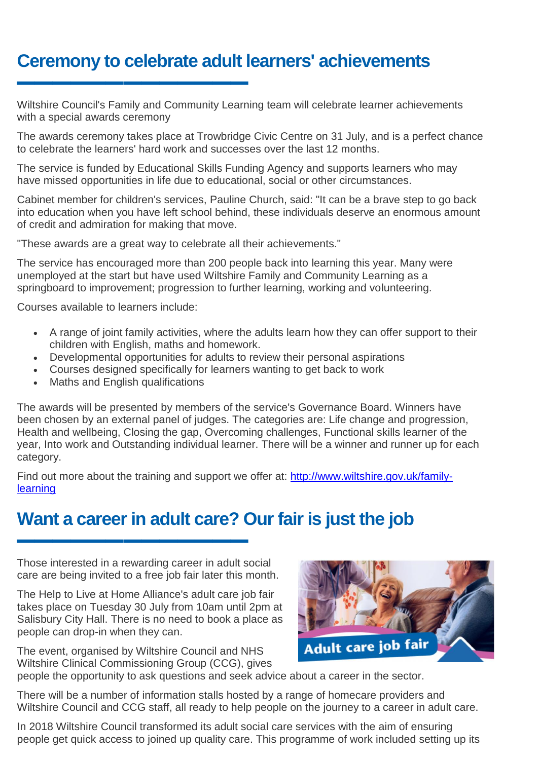## Ceremony to celebrate adult learners' achievements

Wiltshire Council's Family and Community Learning team will celebrate learner achievements with a special awards ceremony

The awards ceremony takes place at Trowbridge Civic Centre on 31 July, and is a perfect chance to celebrate the learners' hard work and successes over the last 12 months.

The service is funded by Educational Skills Funding Agency and supports learners who may have missed opportunities in life due to educational, social or other circumstances.

Cabinet member for children's services, Pauline Church, said: "It can be a brave step to go back into education when you have left school behind, these individuals deserve an enormous amount of credit and admiration for making that move.

"These awards are a great way to celebrate all their achievements."

The service has encouraged more than 200 people back into learning this year. Many were unemployed at the start but have used Wiltshire Family and Community Learning as a springboard to improvement; progression to further learning, working and volunteering.

Courses available to learners include:

- A range of joint family activities, where the adults learn how they can offer support to their children with English, maths and homework.
- Developmental opportunities for adults to review their personal aspirations
- Courses designed specifically for learners wanting to get back to work
- Maths and English qualifications

The awards will be presented by members of the service's Governance Board. Winners have been chosen by an external panel of judges. The categories are: Life change and progression, Health and wellbeing, Closing the gap, Overcoming challenges, Functional skills learner of the year, Into work and Outstanding individual learner. There will be a winner and runner up for each category.

Find out more about the training and support we offer at: [http://www.wiltshire.gov.uk/family-learning](http://www.wiltshire.gov.uk/family-learning)

## Want a career in adult care? Our fair is just the job

Those interested in a rewarding career in adult social care are being invited to a free job fair later this month.

The Help to Live at Home Alliance's adult care job fair takes place on Tuesday 30 July from 10am until 2pm at Salisbury City Hall. There is no need to book a place as people can drop-in when they can.

The event, organised by Wiltshire Council and NHS Wiltshire Clinical Commissioning Group (CCG), gives people the opportunity to ask questions and seek advice about a career in the sector.

There will be a number of information stalls hosted by a range of homecare providers and Wiltshire Council and CCG staff, all ready to help people on the journey to a career in adult care.

In 2018 Wiltshire Council transformed its adult social care services with the aim of ensuring people get quick access to joined up quality care. This programme of work included setting up its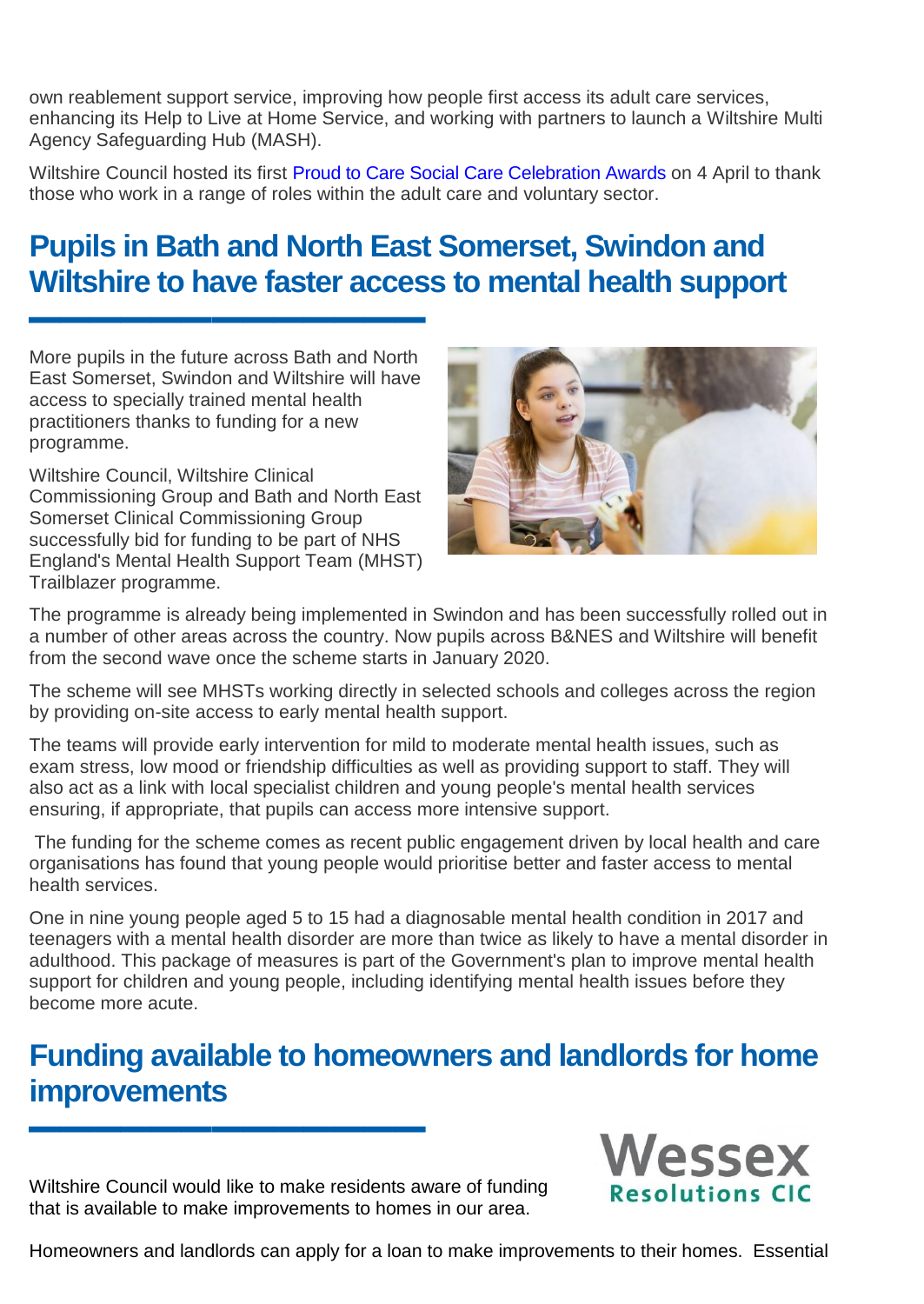own reablement support service, improving how people first access its adult care services, enhancing its Help to Live at Home Service, and working with partners to launch a Wiltshire Multi Agency Safeguarding Hub (MASH).

Wiltshire Council hosted its first Proud to Care Social Care Celebration Awards on 4 April to thank those who work in a range of roles within the adult care and voluntary sector.

## Pupils in Bath and North East Somerset, Swindon and Wiltshire to have faster access to mental health support

More pupils in the future across Bath and North East Somerset, Swindon and Wiltshire will have access to specially trained mental health practitioners thanks to funding for a new programme.

Wiltshire Council, Wiltshire Clinical Commissioning Group and Bath and North East Somerset Clinical Commissioning Group successfully bid for funding to be part of NHS England's Mental Health Support Team (MHST) Trailblazer programme.

The programme is already being implemented in Swindon and has been successfully rolled out in a number of other areas across the country. Now pupils across B&NES and Wiltshire will benefit from the second wave once the scheme starts in January 2020.

The scheme will see MHSTs working directly in selected schools and colleges across the region by providing on-site access to early mental health support.

The teams will provide early intervention for mild to moderate mental health issues, such as exam stress, low mood or friendship difficulties as well as providing support to staff. They will also act as a link with local specialist children and young people's mental health services ensuring, if appropriate, that pupils can access more intensive support.

The funding for the scheme comes as recent public engagement driven by local health and care organisations has found that young people would prioritise better and faster access to mental health services.

One in nine young people aged 5 to 15 had a diagnosable mental health condition in 2017 and teenagers with a mental health disorder are more than twice as likely to have a mental disorder in adulthood. This package of measures is part of the Government's plan to improve mental health support for children and young people, including identifying mental health issues before they become more acute.

## Funding available to homeowners and landlords for home improvements

Wessex Resolutions CIC

Wiltshire Council would like to make residents aware of funding that is available to make improvements to homes in our area.

Homeowners and landlords can apply for a loan to make improvements to their homes. Essential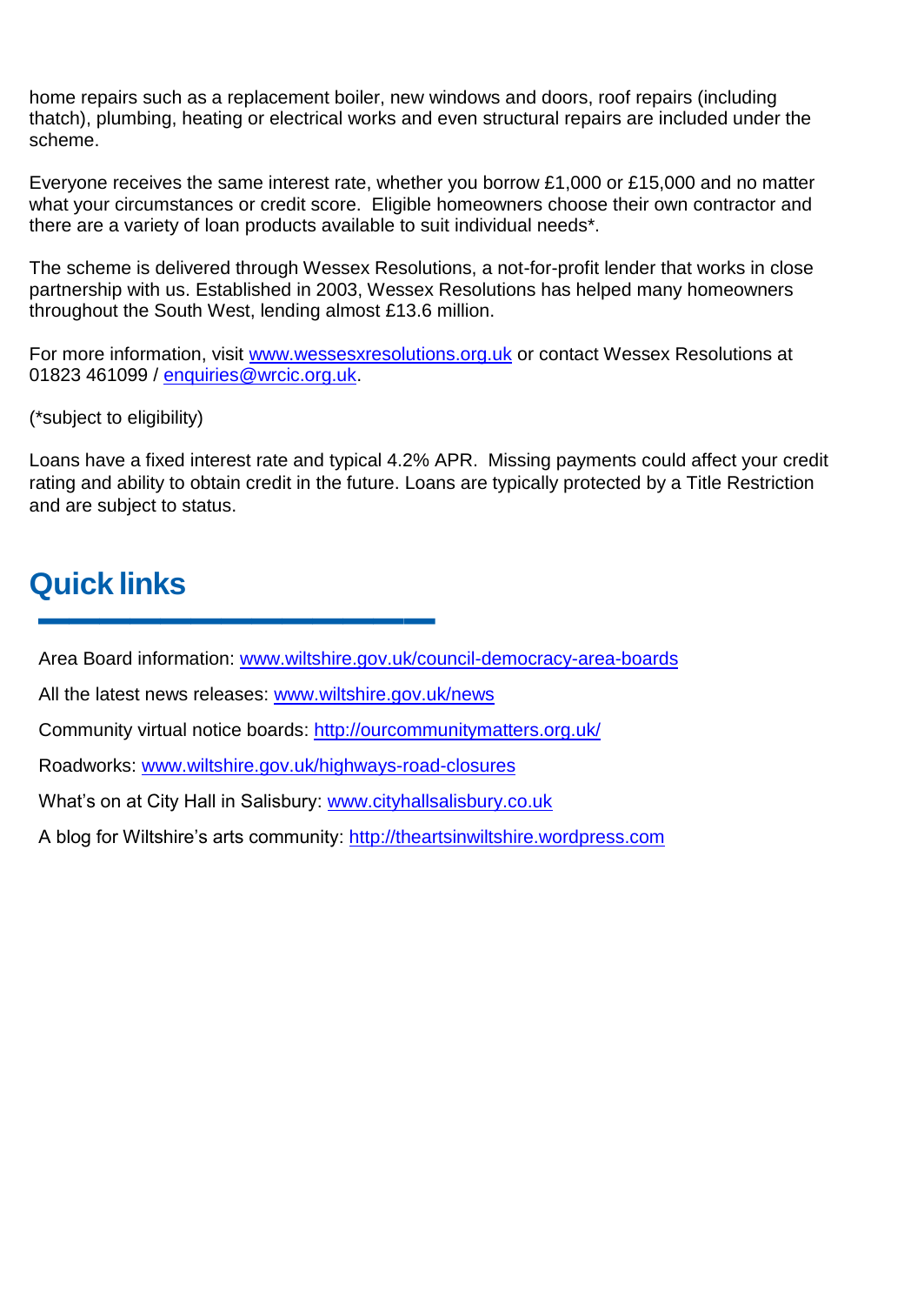home repairs such as a replacement boiler, new windows and doors, roof repairs (including thatch), plumbing, heating or electrical works and even structural repairs are included under the scheme.

Everyone receives the same interest rate, whether you borrow £1,000 or £15,000 and no matter what your circumstances or credit score. Eligible homeowners choose their own contractor and there are a variety of loan products available to suit individual needs*.

The scheme is delivered through Wessex Resolutions, a not-for-profit lender that works in close partnership with us. Established in 2003, Wessex Resolutions has helped many homeowners throughout the South West, lending almost £13.6 million.

For more information, visit [www.wessesxresolutions.org.uk](http://www.wessesxresolutions.org.uk) or contact Wessex Resolutions at 01823 461099 / [enquiries@wrcic.org.uk](mailto:enquiries@wrcic.org.uk).

(*subject to eligibility)

Loans have a fixed interest rate and typical 4.2% APR. Missing payments could affect your credit rating and ability to obtain credit in the future. Loans are typically protected by a Title Restriction and are subject to status.

## Quick links

Area Board information: [www.wiltshire.gov.uk/council-democracy-area-boards](http://www.wiltshire.gov.uk/council-democracy-area-boards)

All the latest news releases: [www.wiltshire.gov.uk/news](http://www.wiltshire.gov.uk/news)

Community virtual notice boards: [http://ourcommunitymatters.org.uk/](http://ourcommunitymatters.org.uk/)

Roadworks: [www.wiltshire.gov.uk/highways-road-closures](http://www.wiltshire.gov.uk/highways-road-closures)

What's on at City Hall in Salisbury: [www.cityhallsalisbury.co.uk](http://www.cityhallsalisbury.co.uk)

A blog for Wiltshire's arts community: [http://theartsinwiltshire.wordpress.com](http://theartsinwiltshire.wordpress.com)